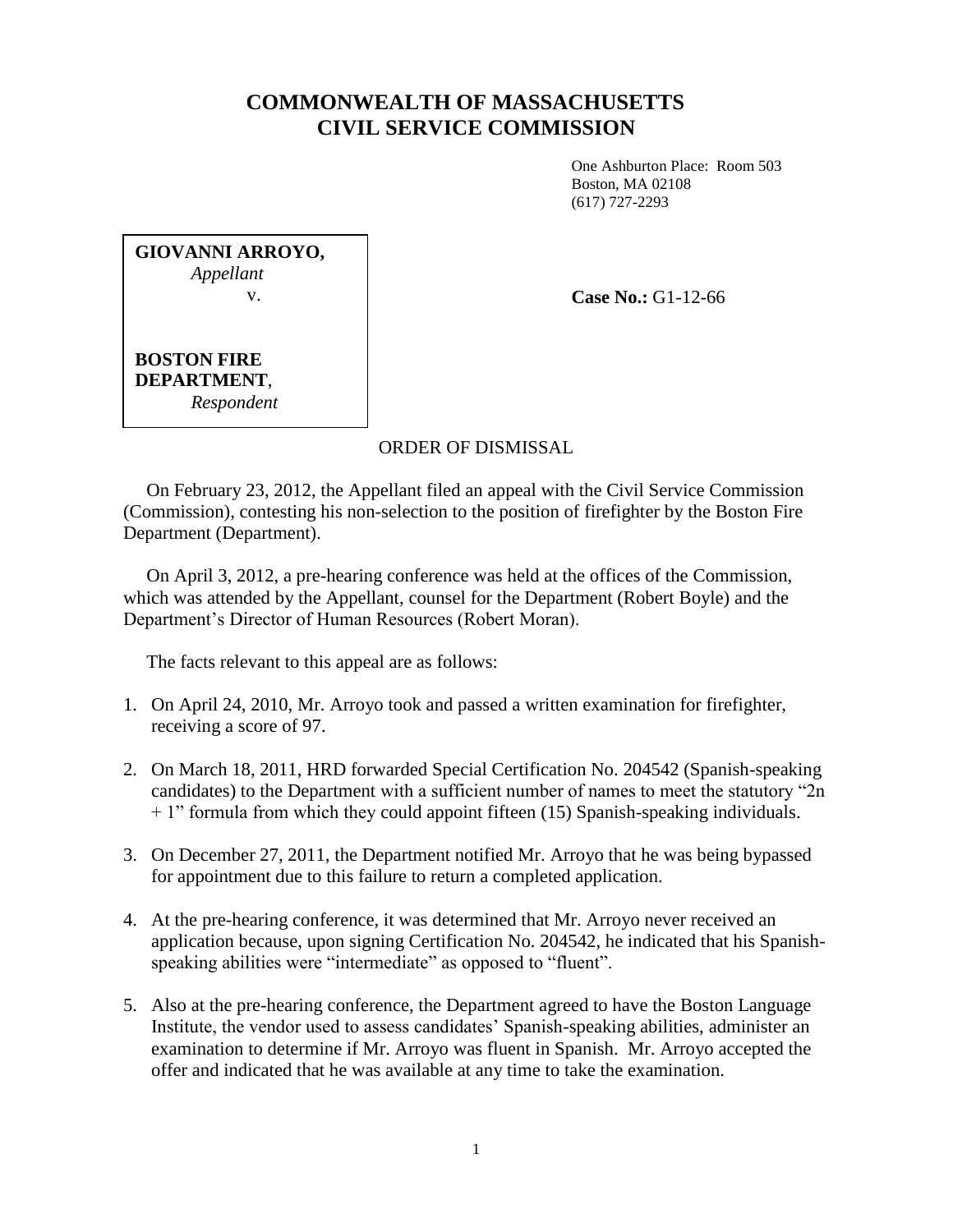# COMMONWEALTH OF MASSACHUSETTS
# CIVIL SERVICE COMMISSION

One Ashburton Place: Room 503
Boston, MA 02108
(617) 727-2293

**GIOVANNI ARROYO,**
*Appellant*
v.

**BOSTON FIRE DEPARTMENT**,
*Respondent*

**Case No.:** G1-12-66

ORDER OF DISMISSAL

On February 23, 2012, the Appellant filed an appeal with the Civil Service Commission (Commission), contesting his non-selection to the position of firefighter by the Boston Fire Department (Department).

On April 3, 2012, a pre-hearing conference was held at the offices of the Commission, which was attended by the Appellant, counsel for the Department (Robert Boyle) and the Department's Director of Human Resources (Robert Moran).

The facts relevant to this appeal are as follows:

1. On April 24, 2010, Mr. Arroyo took and passed a written examination for firefighter, receiving a score of 97.

2. On March 18, 2011, HRD forwarded Special Certification No. 204542 (Spanish-speaking candidates) to the Department with a sufficient number of names to meet the statutory "2n + 1" formula from which they could appoint fifteen (15) Spanish-speaking individuals.

3. On December 27, 2011, the Department notified Mr. Arroyo that he was being bypassed for appointment due to this failure to return a completed application.

4. At the pre-hearing conference, it was determined that Mr. Arroyo never received an application because, upon signing Certification No. 204542, he indicated that his Spanish-speaking abilities were "intermediate" as opposed to "fluent".

5. Also at the pre-hearing conference, the Department agreed to have the Boston Language Institute, the vendor used to assess candidates' Spanish-speaking abilities, administer an examination to determine if Mr. Arroyo was fluent in Spanish. Mr. Arroyo accepted the offer and indicated that he was available at any time to take the examination.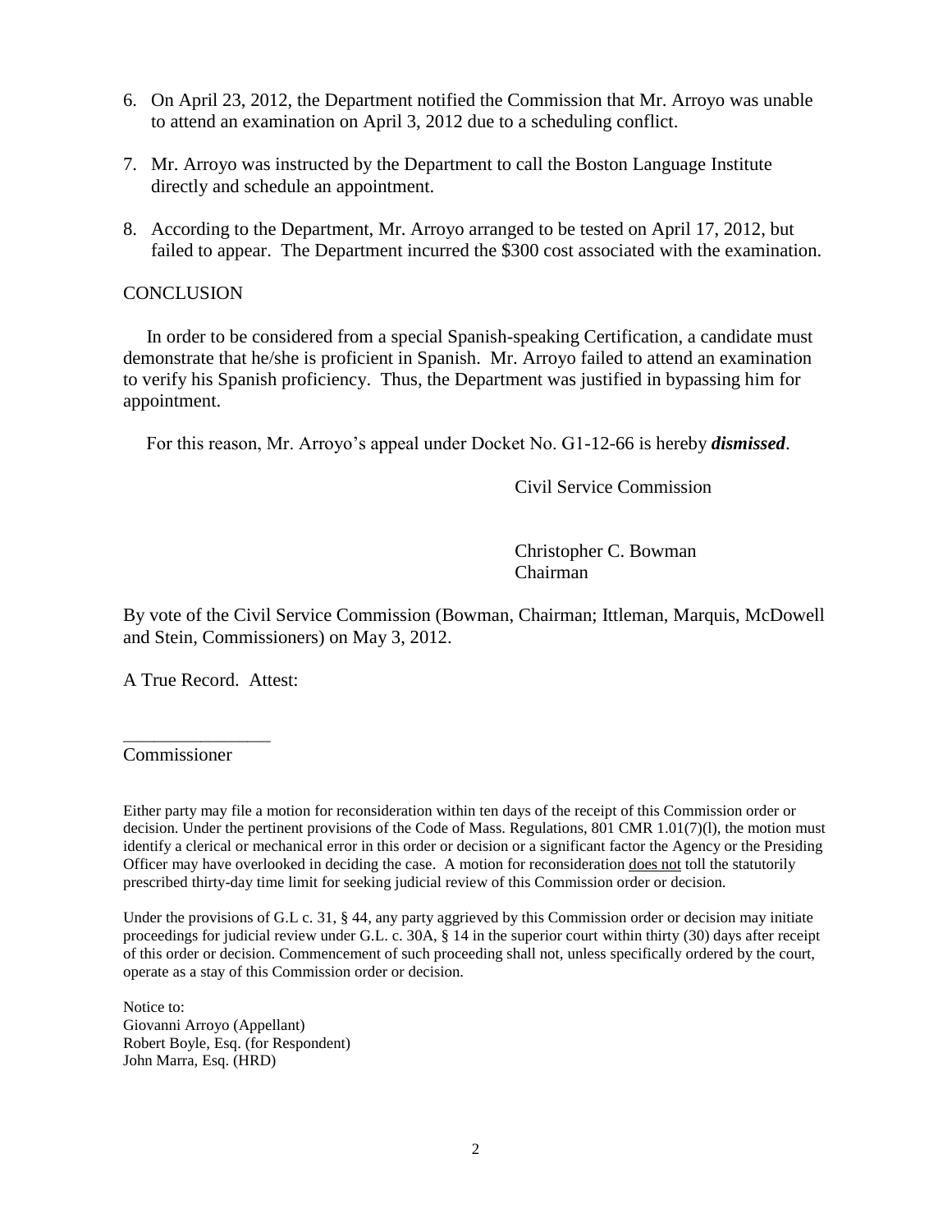6. On April 23, 2012, the Department notified the Commission that Mr. Arroyo was unable to attend an examination on April 3, 2012 due to a scheduling conflict.

7. Mr. Arroyo was instructed by the Department to call the Boston Language Institute directly and schedule an appointment.

8. According to the Department, Mr. Arroyo arranged to be tested on April 17, 2012, but failed to appear. The Department incurred the $300 cost associated with the examination.

CONCLUSION

In order to be considered from a special Spanish-speaking Certification, a candidate must demonstrate that he/she is proficient in Spanish. Mr. Arroyo failed to attend an examination to verify his Spanish proficiency. Thus, the Department was justified in bypassing him for appointment.

For this reason, Mr. Arroyo's appeal under Docket No. G1-12-66 is hereby ***dismissed***.

Civil Service Commission

Christopher C. Bowman
Chairman

By vote of the Civil Service Commission (Bowman, Chairman; Ittleman, Marquis, McDowell and Stein, Commissioners) on May 3, 2012.

A True Record. Attest:

\_\_\_\_\_\_\_\_\_\_\_\_\_\_\_\_
Commissioner

Either party may file a motion for reconsideration within ten days of the receipt of this Commission order or decision. Under the pertinent provisions of the Code of Mass. Regulations, 801 CMR 1.01(7)(l), the motion must identify a clerical or mechanical error in this order or decision or a significant factor the Agency or the Presiding Officer may have overlooked in deciding the case. A motion for reconsideration does not toll the statutorily prescribed thirty-day time limit for seeking judicial review of this Commission order or decision.

Under the provisions of G.L c. 31, § 44, any party aggrieved by this Commission order or decision may initiate proceedings for judicial review under G.L. c. 30A, § 14 in the superior court within thirty (30) days after receipt of this order or decision. Commencement of such proceeding shall not, unless specifically ordered by the court, operate as a stay of this Commission order or decision.

Notice to:
Giovanni Arroyo (Appellant)
Robert Boyle, Esq. (for Respondent)
John Marra, Esq. (HRD)